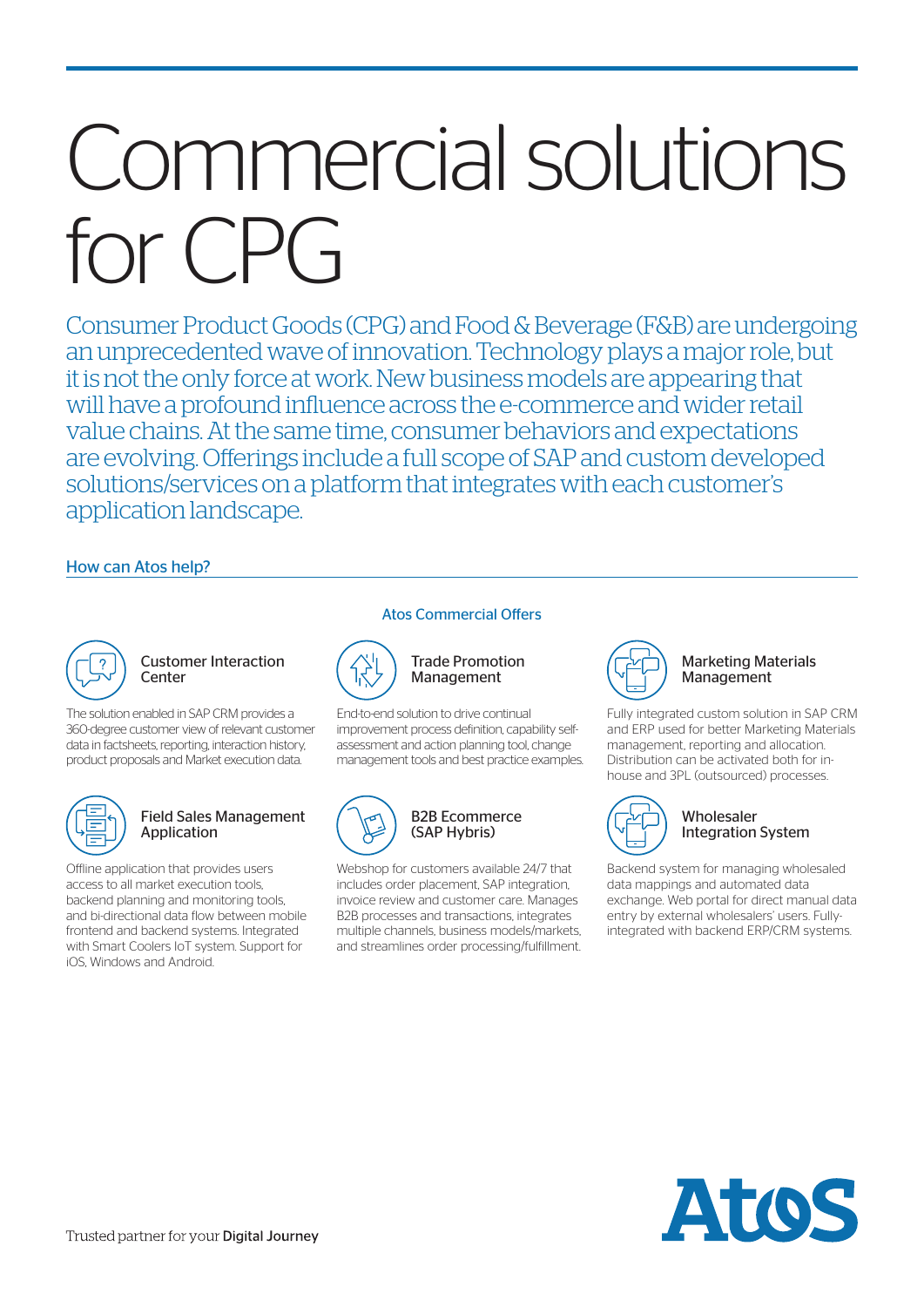# Commercial solutions for CPG

Consumer Product Goods (CPG) and Food & Beverage (F&B) are undergoing an unprecedented wave of innovation. Technology plays a major role, but it is not the only force at work. New business models are appearing that will have a profound influence across the e-commerce and wider retail value chains. At the same time, consumer behaviors and expectations are evolving. Offerings include a full scope of SAP and custom developed solutions/services on a platform that integrates with each customer's application landscape.

## How can Atos help?

### Atos Commercial Offers

#### Customer Interaction Center

The solution enabled in SAP CRM provides a 360-degree customer view of relevant customer data in factsheets, reporting, interaction history, product proposals and Market execution data.

#### Field Sales Management Application

Offline application that provides users access to all market execution tools, backend planning and monitoring tools, and bi-directional data flow between mobile frontend and backend systems. Integrated with Smart Coolers IoT system. Support for iOS, Windows and Android.

#### Trade Promotion Management

End-to-end solution to drive continual improvement process definition, capability self-assessment and action planning tool, change management tools and best practice examples.

#### B2B Ecommerce (SAP Hybris)

Webshop for customers available 24/7 that includes order placement, SAP integration, invoice review and customer care. Manages B2B processes and transactions, integrates multiple channels, business models/markets, and streamlines order processing/fulfillment.

#### Marketing Materials Management

Fully integrated custom solution in SAP CRM and ERP used for better Marketing Materials management, reporting and allocation. Distribution can be activated both for in-house and 3PL (outsourced) processes.

#### Wholesaler Integration System

Backend system for managing wholesaled data mappings and automated data exchange. Web portal for direct manual data entry by external wholesalers' users. Fully-integrated with backend ERP/CRM systems.

Trusted partner for your **Digital Journey**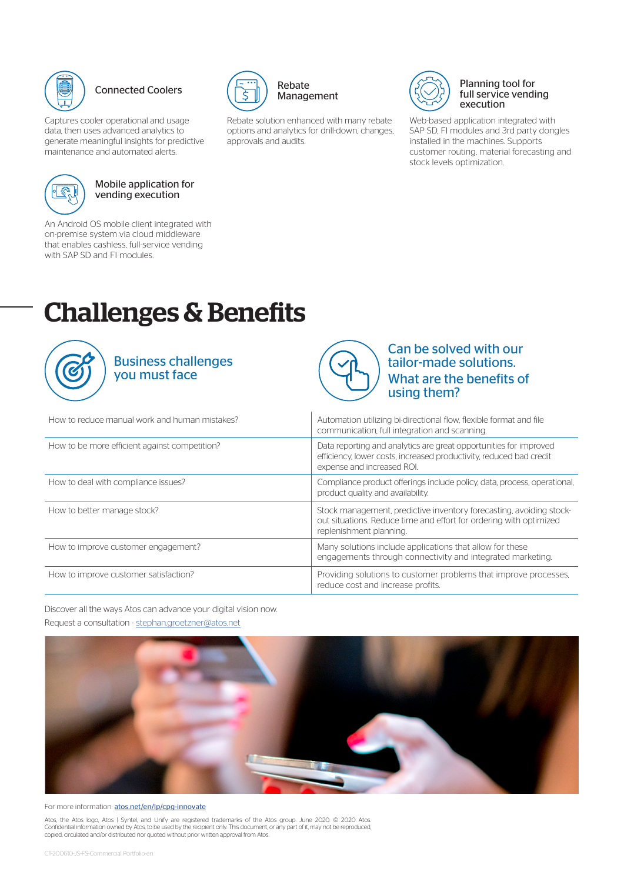### Connected Coolers

Captures cooler operational and usage data, then uses advanced analytics to generate meaningful insights for predictive maintenance and automated alerts.

### Rebate Management

Rebate solution enhanced with many rebate options and analytics for drill-down, changes, approvals and audits.

### Planning tool for full service vending execution

Web-based application integrated with SAP SD, FI modules and 3rd party dongles installed in the machines. Supports customer routing, material forecasting and stock levels optimization.

### Mobile application for vending execution

An Android OS mobile client integrated with on-premise system via cloud middleware that enables cashless, full-service vending with SAP SD and FI modules.

# Challenges & Benefits

| Business challenges you must face | Can be solved with our tailor-made solutions. What are the benefits of using them? |
| --- | --- |
| How to reduce manual work and human mistakes? | Automation utilizing bi-directional flow, flexible format and file communication, full integration and scanning. |
| How to be more efficient against competition? | Data reporting and analytics are great opportunities for improved efficiency, lower costs, increased productivity, reduced bad credit expense and increased ROI. |
| How to deal with compliance issues? | Compliance product offerings include policy, data, process, operational, product quality and availability. |
| How to better manage stock? | Stock management, predictive inventory forecasting, avoiding stock-out situations. Reduce time and effort for ordering with optimized replenishment planning. |
| How to improve customer engagement? | Many solutions include applications that allow for these engagements through connectivity and integrated marketing. |
| How to improve customer satisfaction? | Providing solutions to customer problems that improve processes, reduce cost and increase profits. |

Discover all the ways Atos can advance your digital vision now.

Request a consultation - stephan.groetzner@atos.net

For more information: atos.net/en/lp/cpg-innovate

Atos, the Atos logo, Atos | Syntel, and Unify are registered trademarks of the Atos group. June 2020. © 2020 Atos. Confidential information owned by Atos, to be used by the recipient only. This document, or any part of it, may not be reproduced, copied, circulated and/or distributed nor quoted without prior written approval from Atos.

CT-200610-JS-FS-Commercial Portfolio-en